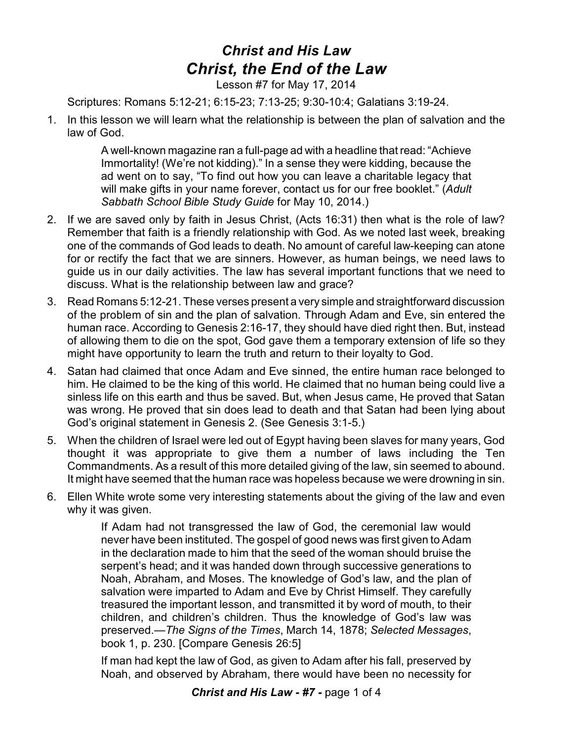# *Christ and His Law*
## *Christ, the End of the Law*

Lesson #7 for May 17, 2014

Scriptures: Romans 5:12-21; 6:15-23; 7:13-25; 9:30-10:4; Galatians 3:19-24.

1. In this lesson we will learn what the relationship is between the plan of salvation and the law of God.

   > A well-known magazine ran a full-page ad with a headline that read: "Achieve Immortality! (We're not kidding)." In a sense they were kidding, because the ad went on to say, "To find out how you can leave a charitable legacy that will make gifts in your name forever, contact us for our free booklet." (*Adult Sabbath School Bible Study Guide* for May 10, 2014.)

2. If we are saved only by faith in Jesus Christ, (Acts 16:31) then what is the role of law? Remember that faith is a friendly relationship with God. As we noted last week, breaking one of the commands of God leads to death. No amount of careful law-keeping can atone for or rectify the fact that we are sinners. However, as human beings, we need laws to guide us in our daily activities. The law has several important functions that we need to discuss. What is the relationship between law and grace?

3. Read Romans 5:12-21. These verses present a very simple and straightforward discussion of the problem of sin and the plan of salvation. Through Adam and Eve, sin entered the human race. According to Genesis 2:16-17, they should have died right then. But, instead of allowing them to die on the spot, God gave them a temporary extension of life so they might have opportunity to learn the truth and return to their loyalty to God.

4. Satan had claimed that once Adam and Eve sinned, the entire human race belonged to him. He claimed to be the king of this world. He claimed that no human being could live a sinless life on this earth and thus be saved. But, when Jesus came, He proved that Satan was wrong. He proved that sin does lead to death and that Satan had been lying about God's original statement in Genesis 2. (See Genesis 3:1-5.)

5. When the children of Israel were led out of Egypt having been slaves for many years, God thought it was appropriate to give them a number of laws including the Ten Commandments. As a result of this more detailed giving of the law, sin seemed to abound. It might have seemed that the human race was hopeless because we were drowning in sin.

6. Ellen White wrote some very interesting statements about the giving of the law and even why it was given.

   > If Adam had not transgressed the law of God, the ceremonial law would never have been instituted. The gospel of good news was first given to Adam in the declaration made to him that the seed of the woman should bruise the serpent's head; and it was handed down through successive generations to Noah, Abraham, and Moses. The knowledge of God's law, and the plan of salvation were imparted to Adam and Eve by Christ Himself. They carefully treasured the important lesson, and transmitted it by word of mouth, to their children, and children's children. Thus the knowledge of God's law was preserved.—*The Signs of the Times*, March 14, 1878; *Selected Messages*, book 1, p. 230. [Compare Genesis 26:5]

   > If man had kept the law of God, as given to Adam after his fall, preserved by Noah, and observed by Abraham, there would have been no necessity for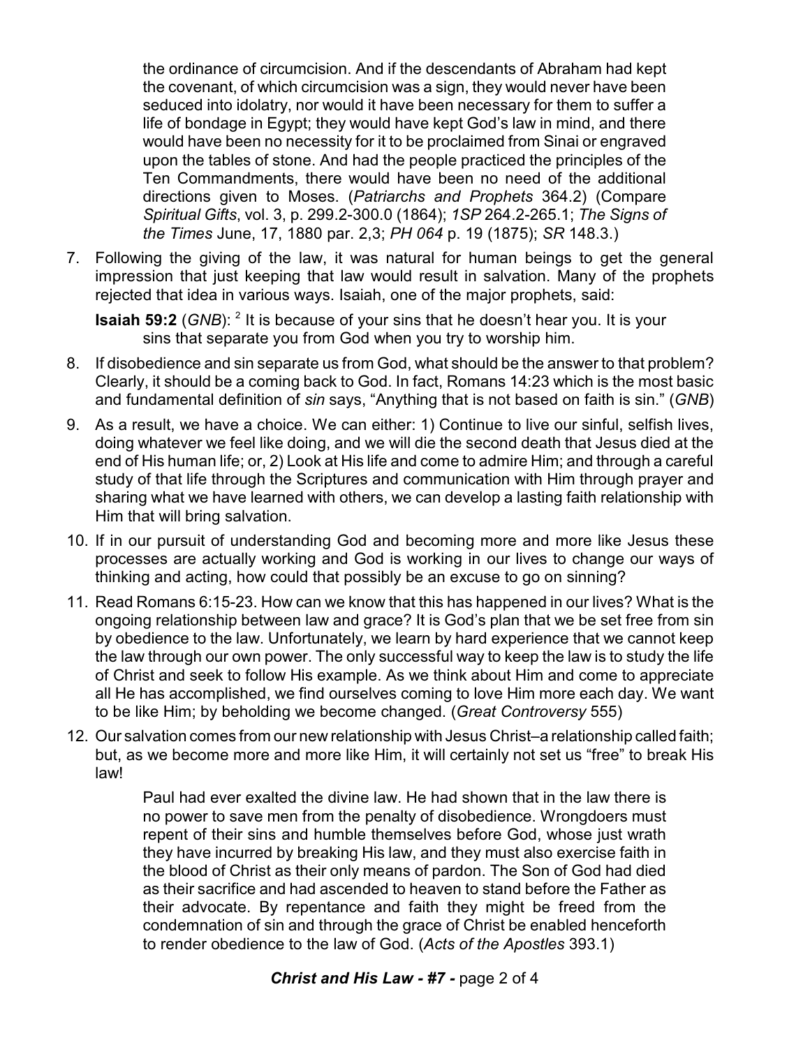> the ordinance of circumcision. And if the descendants of Abraham had kept the covenant, of which circumcision was a sign, they would never have been seduced into idolatry, nor would it have been necessary for them to suffer a life of bondage in Egypt; they would have kept God's law in mind, and there would have been no necessity for it to be proclaimed from Sinai or engraved upon the tables of stone. And had the people practiced the principles of the Ten Commandments, there would have been no need of the additional directions given to Moses. (*Patriarchs and Prophets* 364.2) (Compare *Spiritual Gifts*, vol. 3, p. 299.2-300.0 (1864); *1SP* 264.2-265.1; *The Signs of the Times* June, 17, 1880 par. 2,3; *PH 064* p. 19 (1875); *SR* 148.3.)

7. Following the giving of the law, it was natural for human beings to get the general impression that just keeping that law would result in salvation. Many of the prophets rejected that idea in various ways. Isaiah, one of the major prophets, said:

   **Isaiah 59:2** (*GNB*): [2] It is because of your sins that he doesn't hear you. It is your sins that separate you from God when you try to worship him.

8. If disobedience and sin separate us from God, what should be the answer to that problem? Clearly, it should be a coming back to God. In fact, Romans 14:23 which is the most basic and fundamental definition of *sin* says, "Anything that is not based on faith is sin." (*GNB*)
9. As a result, we have a choice. We can either: 1) Continue to live our sinful, selfish lives, doing whatever we feel like doing, and we will die the second death that Jesus died at the end of His human life; or, 2) Look at His life and come to admire Him; and through a careful study of that life through the Scriptures and communication with Him through prayer and sharing what we have learned with others, we can develop a lasting faith relationship with Him that will bring salvation.
10. If in our pursuit of understanding God and becoming more and more like Jesus these processes are actually working and God is working in our lives to change our ways of thinking and acting, how could that possibly be an excuse to go on sinning?
11. Read Romans 6:15-23. How can we know that this has happened in our lives? What is the ongoing relationship between law and grace? It is God's plan that we be set free from sin by obedience to the law. Unfortunately, we learn by hard experience that we cannot keep the law through our own power. The only successful way to keep the law is to study the life of Christ and seek to follow His example. As we think about Him and come to appreciate all He has accomplished, we find ourselves coming to love Him more each day. We want to be like Him; by beholding we become changed. (*Great Controversy* 555)
12. Our salvation comes from our new relationship with Jesus Christ–a relationship called faith; but, as we become more and more like Him, it will certainly not set us "free" to break His law!

    > Paul had ever exalted the divine law. He had shown that in the law there is no power to save men from the penalty of disobedience. Wrongdoers must repent of their sins and humble themselves before God, whose just wrath they have incurred by breaking His law, and they must also exercise faith in the blood of Christ as their only means of pardon. The Son of God had died as their sacrifice and had ascended to heaven to stand before the Father as their advocate. By repentance and faith they might be freed from the condemnation of sin and through the grace of Christ be enabled henceforth to render obedience to the law of God. (*Acts of the Apostles* 393.1)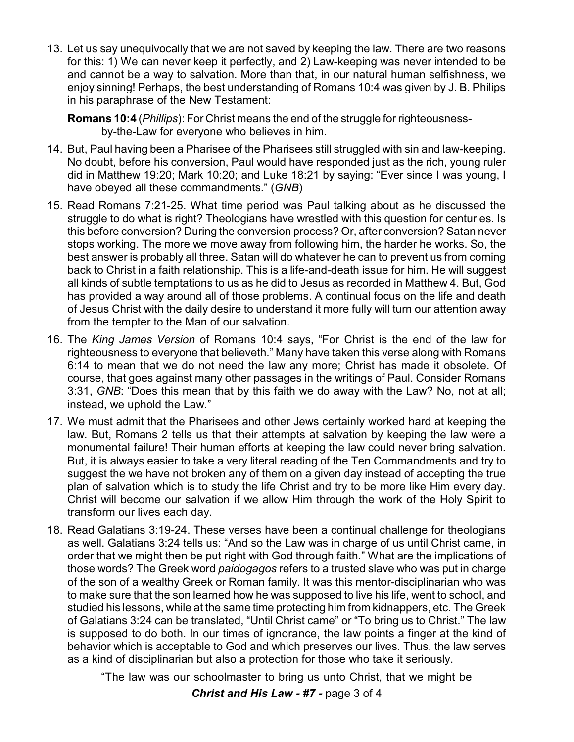13. Let us say unequivocally that we are not saved by keeping the law. There are two reasons for this: 1) We can never keep it perfectly, and 2) Law-keeping was never intended to be and cannot be a way to salvation. More than that, in our natural human selfishness, we enjoy sinning! Perhaps, the best understanding of Romans 10:4 was given by J. B. Philips in his paraphrase of the New Testament:

    **Romans 10:4** (*Phillips*): For Christ means the end of the struggle for righteousness-by-the-Law for everyone who believes in him.

14. But, Paul having been a Pharisee of the Pharisees still struggled with sin and law-keeping. No doubt, before his conversion, Paul would have responded just as the rich, young ruler did in Matthew 19:20; Mark 10:20; and Luke 18:21 by saying: "Ever since I was young, I have obeyed all these commandments." (*GNB*)

15. Read Romans 7:21-25. What time period was Paul talking about as he discussed the struggle to do what is right? Theologians have wrestled with this question for centuries. Is this before conversion? During the conversion process? Or, after conversion? Satan never stops working. The more we move away from following him, the harder he works. So, the best answer is probably all three. Satan will do whatever he can to prevent us from coming back to Christ in a faith relationship. This is a life-and-death issue for him. He will suggest all kinds of subtle temptations to us as he did to Jesus as recorded in Matthew 4. But, God has provided a way around all of those problems. A continual focus on the life and death of Jesus Christ with the daily desire to understand it more fully will turn our attention away from the tempter to the Man of our salvation.

16. The *King James Version* of Romans 10:4 says, "For Christ is the end of the law for righteousness to everyone that believeth." Many have taken this verse along with Romans 6:14 to mean that we do not need the law any more; Christ has made it obsolete. Of course, that goes against many other passages in the writings of Paul. Consider Romans 3:31, *GNB*: "Does this mean that by this faith we do away with the Law? No, not at all; instead, we uphold the Law."

17. We must admit that the Pharisees and other Jews certainly worked hard at keeping the law. But, Romans 2 tells us that their attempts at salvation by keeping the law were a monumental failure! Their human efforts at keeping the law could never bring salvation. But, it is always easier to take a very literal reading of the Ten Commandments and try to suggest the we have not broken any of them on a given day instead of accepting the true plan of salvation which is to study the life Christ and try to be more like Him every day. Christ will become our salvation if we allow Him through the work of the Holy Spirit to transform our lives each day.

18. Read Galatians 3:19-24. These verses have been a continual challenge for theologians as well. Galatians 3:24 tells us: "And so the Law was in charge of us until Christ came, in order that we might then be put right with God through faith." What are the implications of those words? The Greek word *paidogagos* refers to a trusted slave who was put in charge of the son of a wealthy Greek or Roman family. It was this mentor-disciplinarian who was to make sure that the son learned how he was supposed to live his life, went to school, and studied his lessons, while at the same time protecting him from kidnappers, etc. The Greek of Galatians 3:24 can be translated, "Until Christ came" or "To bring us to Christ." The law is supposed to do both. In our times of ignorance, the law points a finger at the kind of behavior which is acceptable to God and which preserves our lives. Thus, the law serves as a kind of disciplinarian but also a protection for those who take it seriously.

    "The law was our schoolmaster to bring us unto Christ, that we might be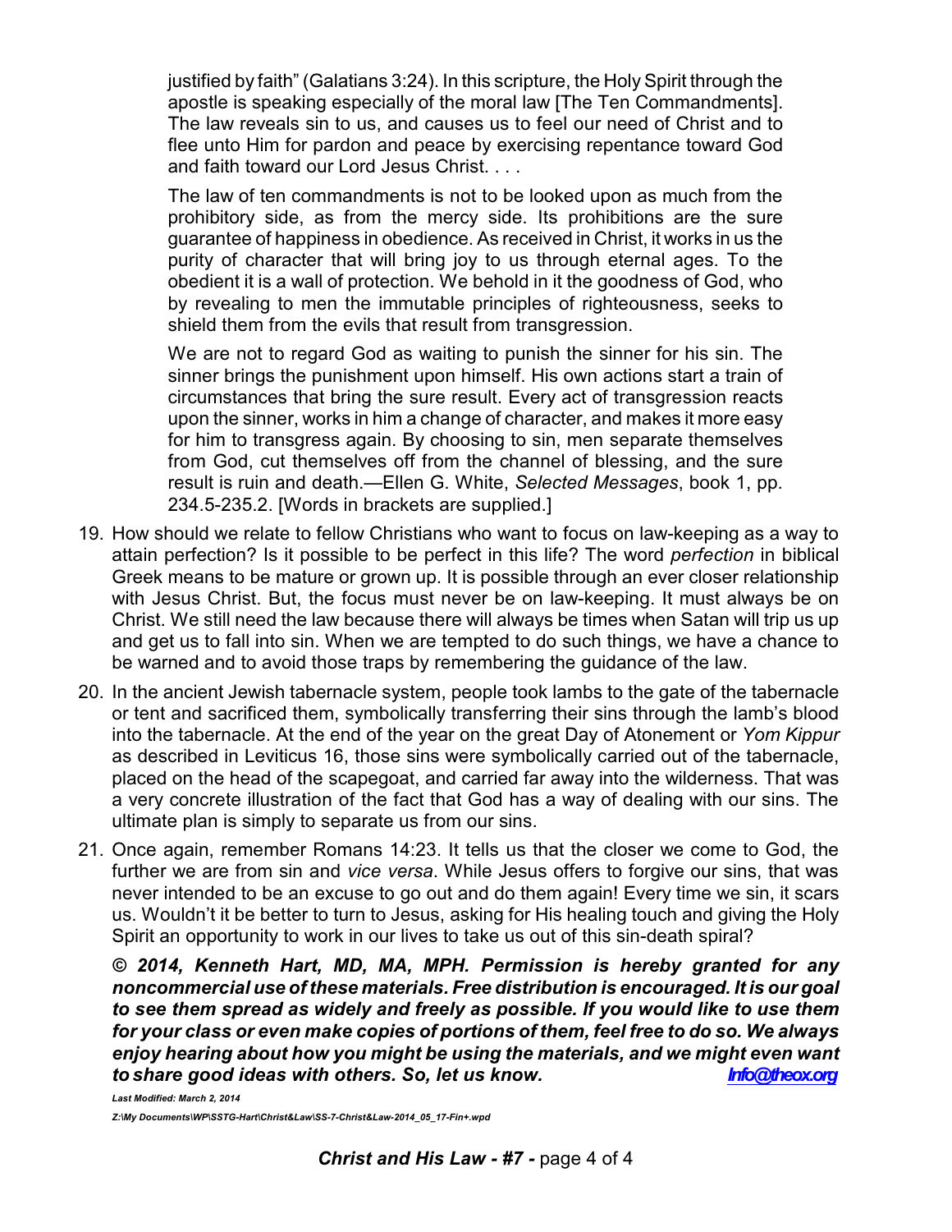justified by faith" (Galatians 3:24). In this scripture, the Holy Spirit through the apostle is speaking especially of the moral law [The Ten Commandments]. The law reveals sin to us, and causes us to feel our need of Christ and to flee unto Him for pardon and peace by exercising repentance toward God and faith toward our Lord Jesus Christ. . . .

The law of ten commandments is not to be looked upon as much from the prohibitory side, as from the mercy side. Its prohibitions are the sure guarantee of happiness in obedience. As received in Christ, it works in us the purity of character that will bring joy to us through eternal ages. To the obedient it is a wall of protection. We behold in it the goodness of God, who by revealing to men the immutable principles of righteousness, seeks to shield them from the evils that result from transgression.

We are not to regard God as waiting to punish the sinner for his sin. The sinner brings the punishment upon himself. His own actions start a train of circumstances that bring the sure result. Every act of transgression reacts upon the sinner, works in him a change of character, and makes it more easy for him to transgress again. By choosing to sin, men separate themselves from God, cut themselves off from the channel of blessing, and the sure result is ruin and death.—Ellen G. White, *Selected Messages*, book 1, pp. 234.5-235.2. [Words in brackets are supplied.]

19. How should we relate to fellow Christians who want to focus on law-keeping as a way to attain perfection? Is it possible to be perfect in this life? The word *perfection* in biblical Greek means to be mature or grown up. It is possible through an ever closer relationship with Jesus Christ. But, the focus must never be on law-keeping. It must always be on Christ. We still need the law because there will always be times when Satan will trip us up and get us to fall into sin. When we are tempted to do such things, we have a chance to be warned and to avoid those traps by remembering the guidance of the law.
20. In the ancient Jewish tabernacle system, people took lambs to the gate of the tabernacle or tent and sacrificed them, symbolically transferring their sins through the lamb's blood into the tabernacle. At the end of the year on the great Day of Atonement or *Yom Kippur* as described in Leviticus 16, those sins were symbolically carried out of the tabernacle, placed on the head of the scapegoat, and carried far away into the wilderness. That was a very concrete illustration of the fact that God has a way of dealing with our sins. The ultimate plan is simply to separate us from our sins.
21. Once again, remember Romans 14:23. It tells us that the closer we come to God, the further we are from sin and *vice versa*. While Jesus offers to forgive our sins, that was never intended to be an excuse to go out and do them again! Every time we sin, it scars us. Wouldn't it be better to turn to Jesus, asking for His healing touch and giving the Holy Spirit an opportunity to work in our lives to take us out of this sin-death spiral?

***© 2014, Kenneth Hart, MD, MA, MPH. Permission is hereby granted for any noncommercial use of these materials. Free distribution is encouraged. It is our goal to see them spread as widely and freely as possible. If you would like to use them for your class or even make copies of portions of them, feel free to do so. We always enjoy hearing about how you might be using the materials, and we might even want to share good ideas with others. So, let us know.*** ***Info@theox.org***

*Last Modified: March 2, 2014*

*Z:\My Documents\WP\SSTG-Hart\Christ&Law\SS-7-Christ&Law-2014_05_17-Fin+.wpd*